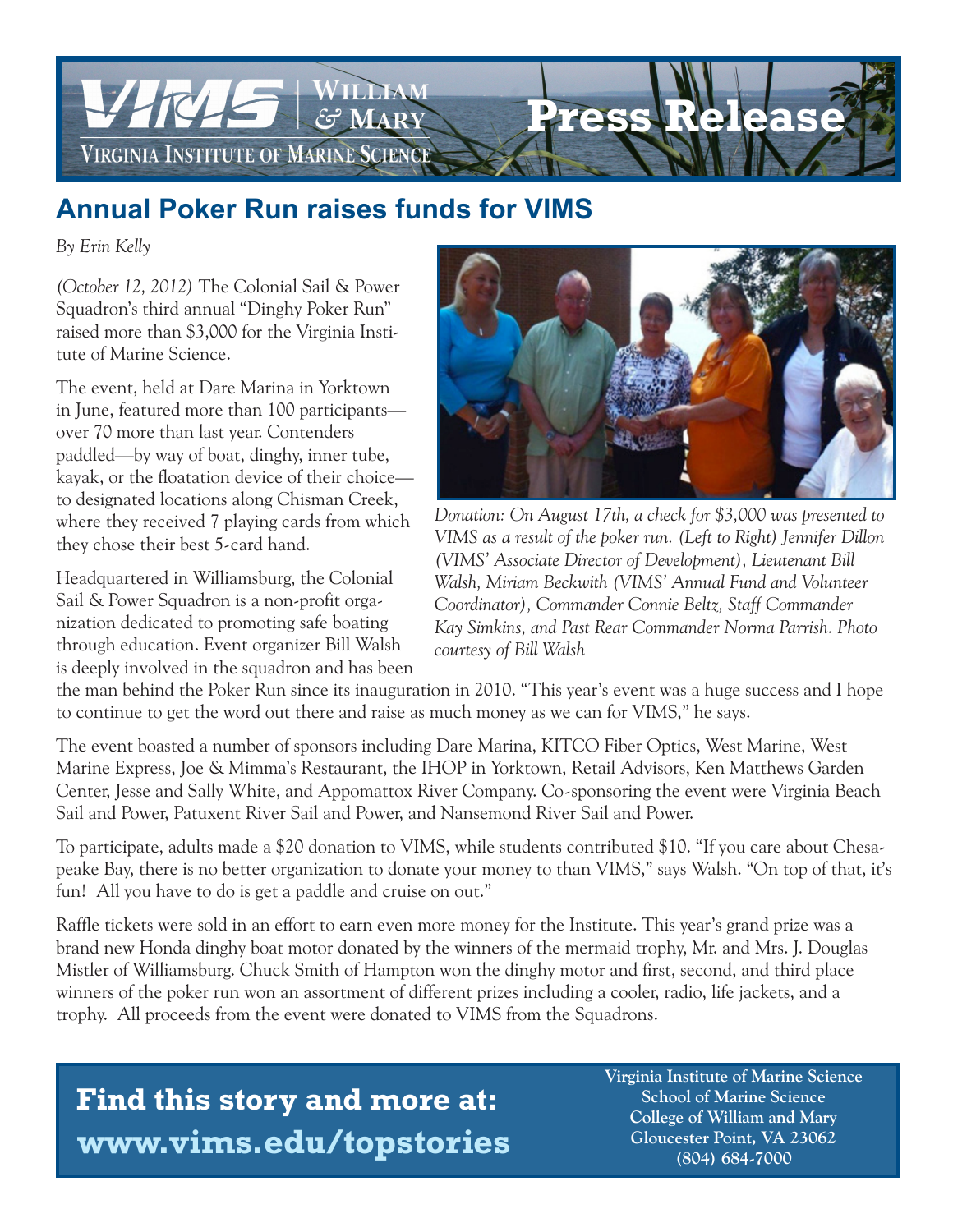# Annual Poker Run raises funds for VIMS

*By Erin Kelly*

*(October 12, 2012)* The Colonial Sail & Power Squadron's third annual "Dinghy Poker Run" raised more than $3,000 for the Virginia Institute of Marine Science.

The event, held at Dare Marina in Yorktown in June, featured more than 100 participants—over 70 more than last year. Contenders paddled—by way of boat, dinghy, inner tube, kayak, or the floatation device of their choice—to designated locations along Chisman Creek, where they received 7 playing cards from which they chose their best 5-card hand.

*Donation: On August 17th, a check for $3,000 was presented to VIMS as a result of the poker run. (Left to Right) Jennifer Dillon (VIMS' Associate Director of Development), Lieutenant Bill Walsh, Miriam Beckwith (VIMS' Annual Fund and Volunteer Coordinator), Commander Connie Beltz, Staff Commander Kay Simkins, and Past Rear Commander Norma Parrish. Photo courtesy of Bill Walsh*

Headquartered in Williamsburg, the Colonial Sail & Power Squadron is a non-profit organization dedicated to promoting safe boating through education. Event organizer Bill Walsh is deeply involved in the squadron and has been the man behind the Poker Run since its inauguration in 2010. "This year's event was a huge success and I hope to continue to get the word out there and raise as much money as we can for VIMS," he says.

The event boasted a number of sponsors including Dare Marina, KITCO Fiber Optics, West Marine, West Marine Express, Joe & Mimma's Restaurant, the IHOP in Yorktown, Retail Advisors, Ken Matthews Garden Center, Jesse and Sally White, and Appomattox River Company. Co-sponsoring the event were Virginia Beach Sail and Power, Patuxent River Sail and Power, and Nansemond River Sail and Power.

To participate, adults made a $20 donation to VIMS, while students contributed $10. "If you care about Chesapeake Bay, there is no better organization to donate your money to than VIMS," says Walsh. "On top of that, it's fun! All you have to do is get a paddle and cruise on out."

Raffle tickets were sold in an effort to earn even more money for the Institute. This year's grand prize was a brand new Honda dinghy boat motor donated by the winners of the mermaid trophy, Mr. and Mrs. J. Douglas Mistler of Williamsburg. Chuck Smith of Hampton won the dinghy motor and first, second, and third place winners of the poker run won an assortment of different prizes including a cooler, radio, life jackets, and a trophy. All proceeds from the event were donated to VIMS from the Squadrons.

**Find this story and more at: www.vims.edu/topstories**

**Virginia Institute of Marine Science**
**School of Marine Science**
**College of William and Mary**
**Gloucester Point, VA 23062**
**(804) 684-7000**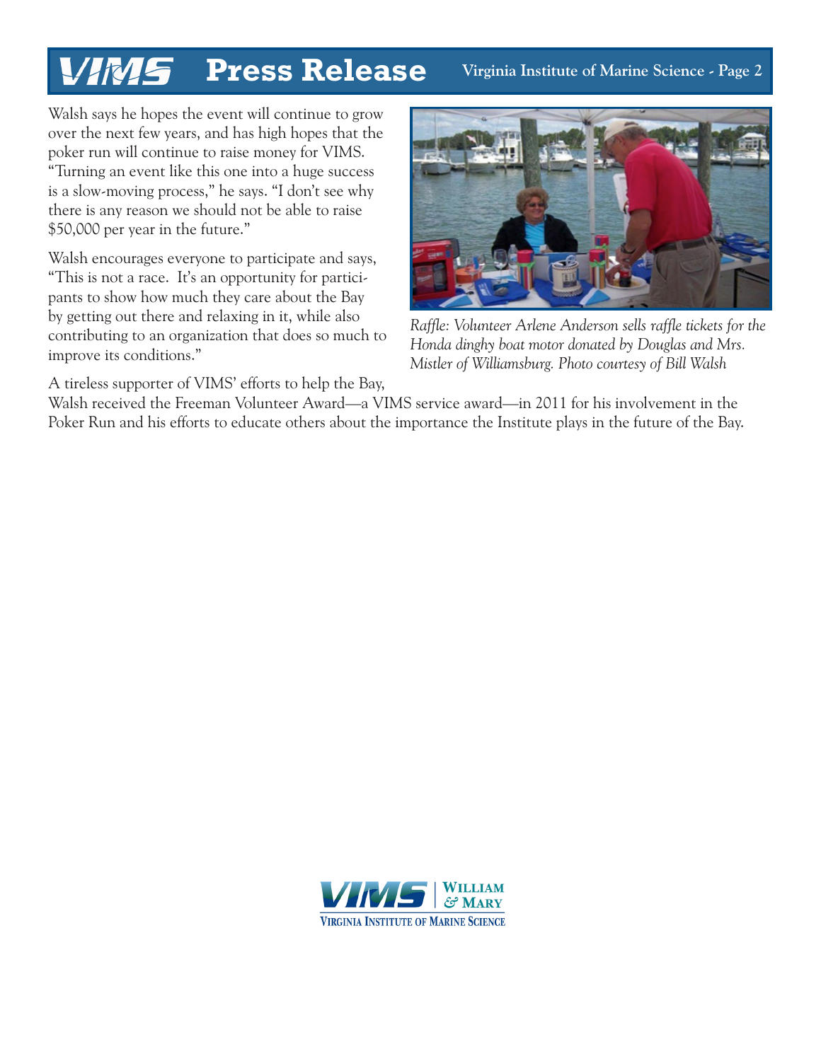Walsh says he hopes the event will continue to grow over the next few years, and has high hopes that the poker run will continue to raise money for VIMS. "Turning an event like this one into a huge success is a slow-moving process," he says. "I don't see why there is any reason we should not be able to raise $50,000 per year in the future."

Walsh encourages everyone to participate and says, "This is not a race. It's an opportunity for participants to show how much they care about the Bay by getting out there and relaxing in it, while also contributing to an organization that does so much to improve its conditions."

*Raffle: Volunteer Arlene Anderson sells raffle tickets for the Honda dinghy boat motor donated by Douglas and Mrs. Mistler of Williamsburg. Photo courtesy of Bill Walsh*

A tireless supporter of VIMS' efforts to help the Bay, Walsh received the Freeman Volunteer Award—a VIMS service award—in 2011 for his involvement in the Poker Run and his efforts to educate others about the importance the Institute plays in the future of the Bay.